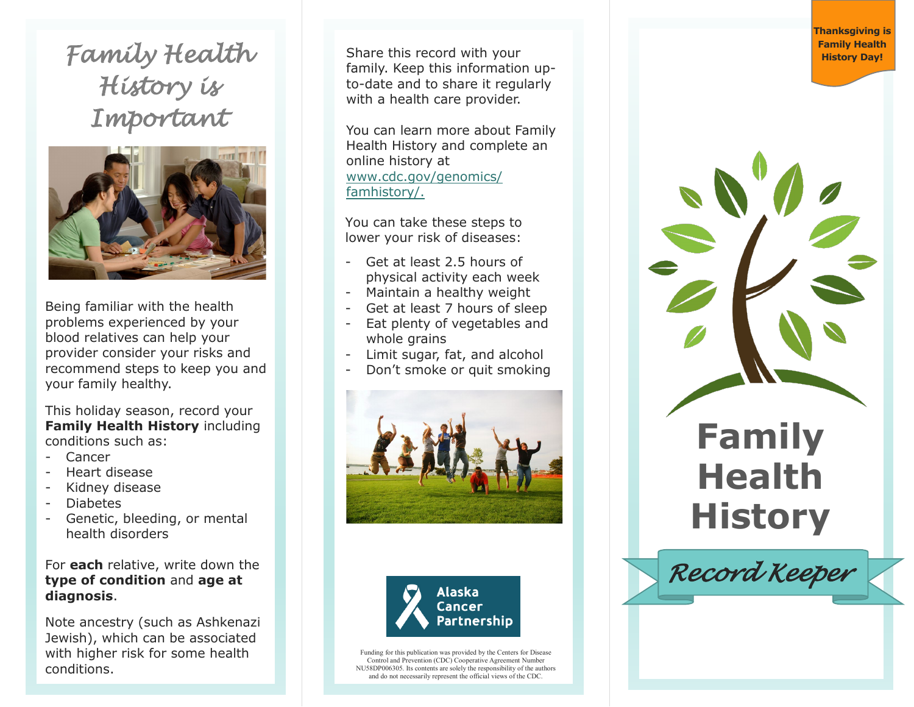# Family Health History is Important

Being familiar with the health problems experienced by your blood relatives can help your provider consider your risks and recommend steps to keep you and your family healthy.

This holiday season, record your **Family Health History** including conditions such as:

- Cancer
- Heart disease
- Kidney disease
- Diabetes
- Genetic, bleeding, or mental health disorders

For **each** relative, write down the **type of condition** and **age at diagnosis**.

Note ancestry (such as Ashkenazi Jewish), which can be associated with higher risk for some health conditions.

Share this record with your family. Keep this information up-to-date and to share it regularly with a health care provider.

You can learn more about Family Health History and complete an online history at [www.cdc.gov/genomics/famhistory/](http://www.cdc.gov/genomics/famhistory/).

You can take these steps to lower your risk of diseases:

- Get at least 2.5 hours of physical activity each week
- Maintain a healthy weight
- Get at least 7 hours of sleep
- Eat plenty of vegetables and whole grains
- Limit sugar, fat, and alcohol
- Don't smoke or quit smoking

Alaska Cancer Partnership

Funding for this publication was provided by the Centers for Disease Control and Prevention (CDC) Cooperative Agreement Number NU58DP006305. Its contents are solely the responsibility of the authors and do not necessarily represent the official views of the CDC.

**Thanksgiving is Family Health History Day!**

# Family Health History

*Record Keeper*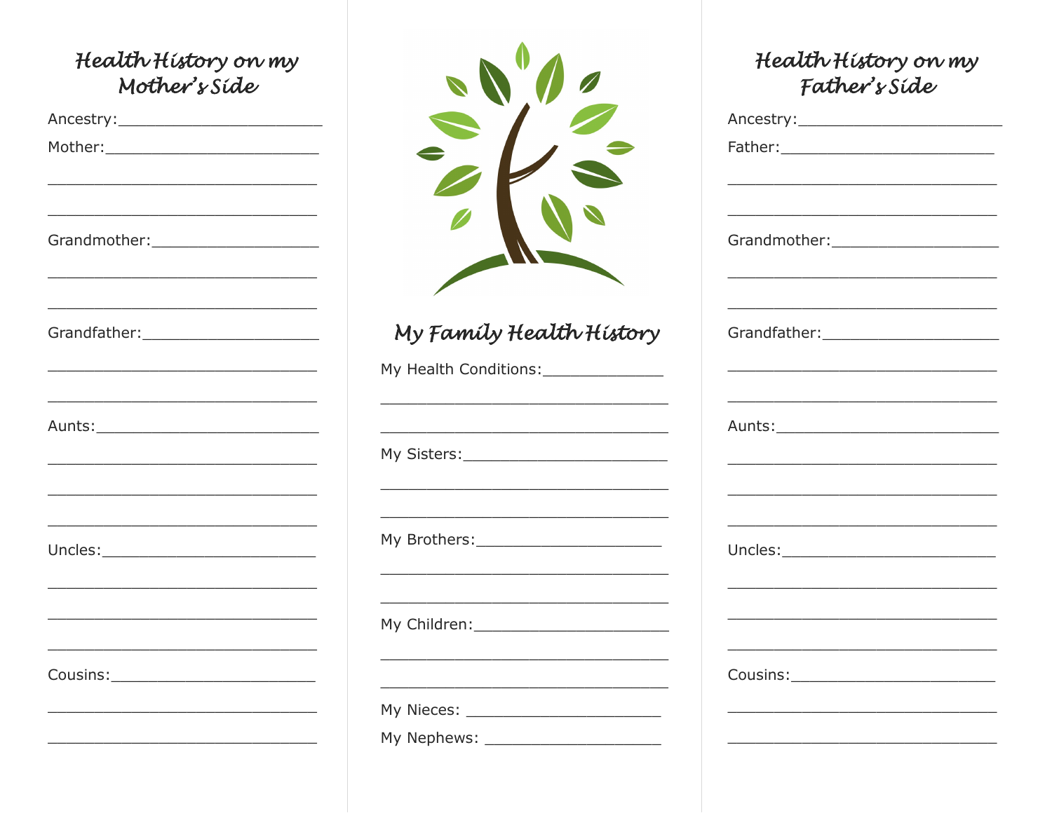## Health History on my Mother's Side

Ancestry:________________________

Mother:__________________________

________________________________

________________________________

Grandmother:____________________

________________________________

________________________________

Grandfather:_____________________

________________________________

________________________________

Aunts:___________________________

________________________________

________________________________

________________________________

Uncles:__________________________

________________________________

________________________________

________________________________

Cousins:_________________________

________________________________

________________________________

## My Family Health History

My Health Conditions:______________

________________________________

________________________________

My Sisters:_______________________

________________________________

________________________________

My Brothers:______________________

________________________________

________________________________

My Children:______________________

________________________________

________________________________

My Nieces: _______________________

My Nephews: _____________________

## Health History on my Father's Side

Ancestry:________________________

Father:__________________________

________________________________

________________________________

Grandmother:____________________

________________________________

________________________________

Grandfather:_____________________

________________________________

________________________________

Aunts:___________________________

________________________________

________________________________

________________________________

Uncles:__________________________

________________________________

________________________________

________________________________

Cousins:_________________________

________________________________

________________________________